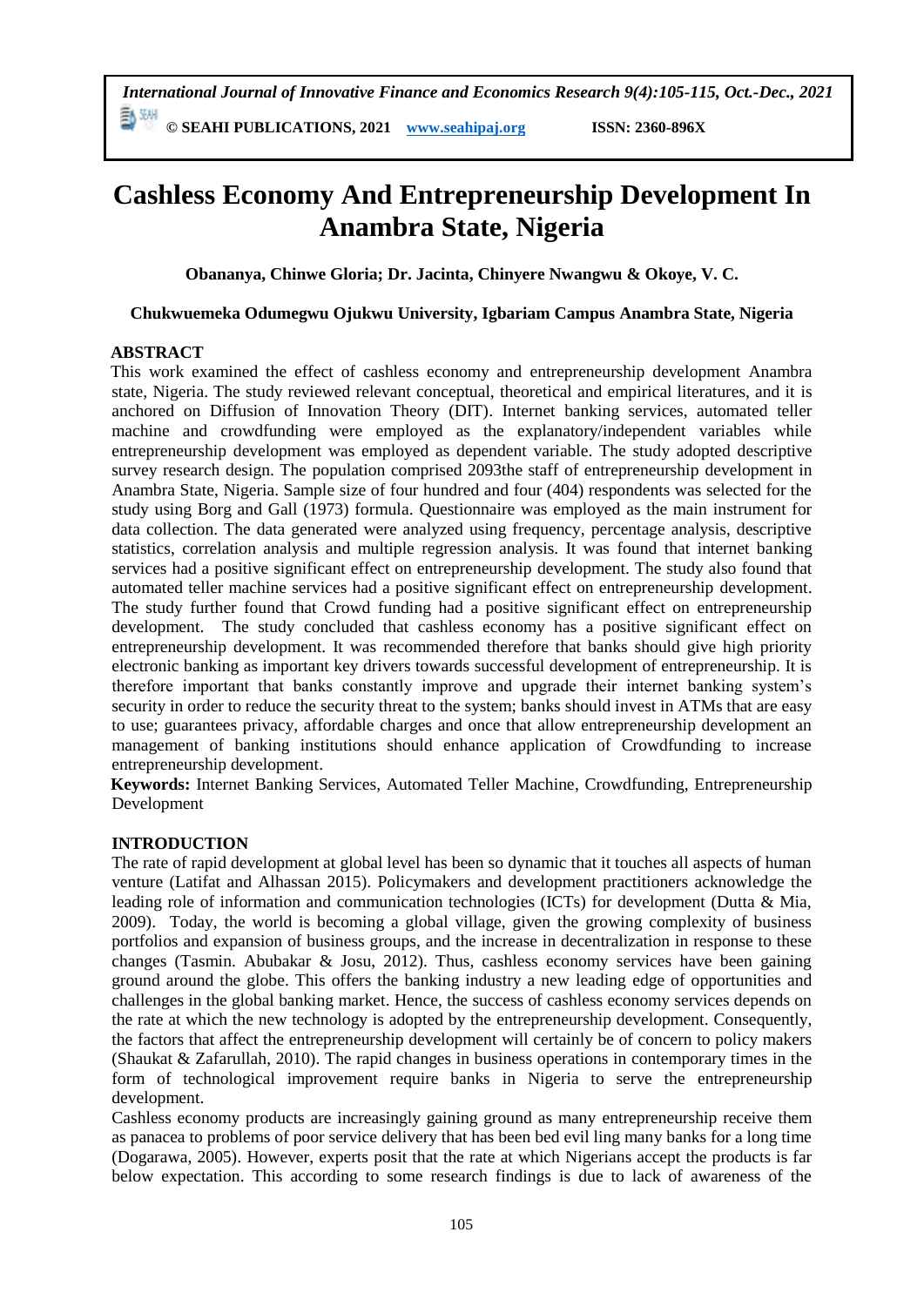# Cashless Economy And Entrepreneurship Development In Anambra State, Nigeria

**Obananya, Chinwe Gloria; Dr. Jacinta, Chinyere Nwangwu & Okoye, V. C.**

**Chukwuemeka Odumegwu Ojukwu University, Igbariam Campus Anambra State, Nigeria**

## ABSTRACT

This work examined the effect of cashless economy and entrepreneurship development Anambra state, Nigeria. The study reviewed relevant conceptual, theoretical and empirical literatures, and it is anchored on Diffusion of Innovation Theory (DIT). Internet banking services, automated teller machine and crowdfunding were employed as the explanatory/independent variables while entrepreneurship development was employed as dependent variable. The study adopted descriptive survey research design. The population comprised 2093the staff of entrepreneurship development in Anambra State, Nigeria. Sample size of four hundred and four (404) respondents was selected for the study using Borg and Gall (1973) formula. Questionnaire was employed as the main instrument for data collection. The data generated were analyzed using frequency, percentage analysis, descriptive statistics, correlation analysis and multiple regression analysis. It was found that internet banking services had a positive significant effect on entrepreneurship development. The study also found that automated teller machine services had a positive significant effect on entrepreneurship development. The study further found that Crowd funding had a positive significant effect on entrepreneurship development. The study concluded that cashless economy has a positive significant effect on entrepreneurship development. It was recommended therefore that banks should give high priority electronic banking as important key drivers towards successful development of entrepreneurship. It is therefore important that banks constantly improve and upgrade their internet banking system's security in order to reduce the security threat to the system; banks should invest in ATMs that are easy to use; guarantees privacy, affordable charges and once that allow entrepreneurship development an management of banking institutions should enhance application of Crowdfunding to increase entrepreneurship development.

**Keywords:** Internet Banking Services, Automated Teller Machine, Crowdfunding, Entrepreneurship Development

## INTRODUCTION

The rate of rapid development at global level has been so dynamic that it touches all aspects of human venture (Latifat and Alhassan 2015). Policymakers and development practitioners acknowledge the leading role of information and communication technologies (ICTs) for development (Dutta & Mia, 2009). Today, the world is becoming a global village, given the growing complexity of business portfolios and expansion of business groups, and the increase in decentralization in response to these changes (Tasmin. Abubakar & Josu, 2012). Thus, cashless economy services have been gaining ground around the globe. This offers the banking industry a new leading edge of opportunities and challenges in the global banking market. Hence, the success of cashless economy services depends on the rate at which the new technology is adopted by the entrepreneurship development. Consequently, the factors that affect the entrepreneurship development will certainly be of concern to policy makers (Shaukat & Zafarullah, 2010). The rapid changes in business operations in contemporary times in the form of technological improvement require banks in Nigeria to serve the entrepreneurship development.

Cashless economy products are increasingly gaining ground as many entrepreneurship receive them as panacea to problems of poor service delivery that has been bed evil ling many banks for a long time (Dogarawa, 2005). However, experts posit that the rate at which Nigerians accept the products is far below expectation. This according to some research findings is due to lack of awareness of the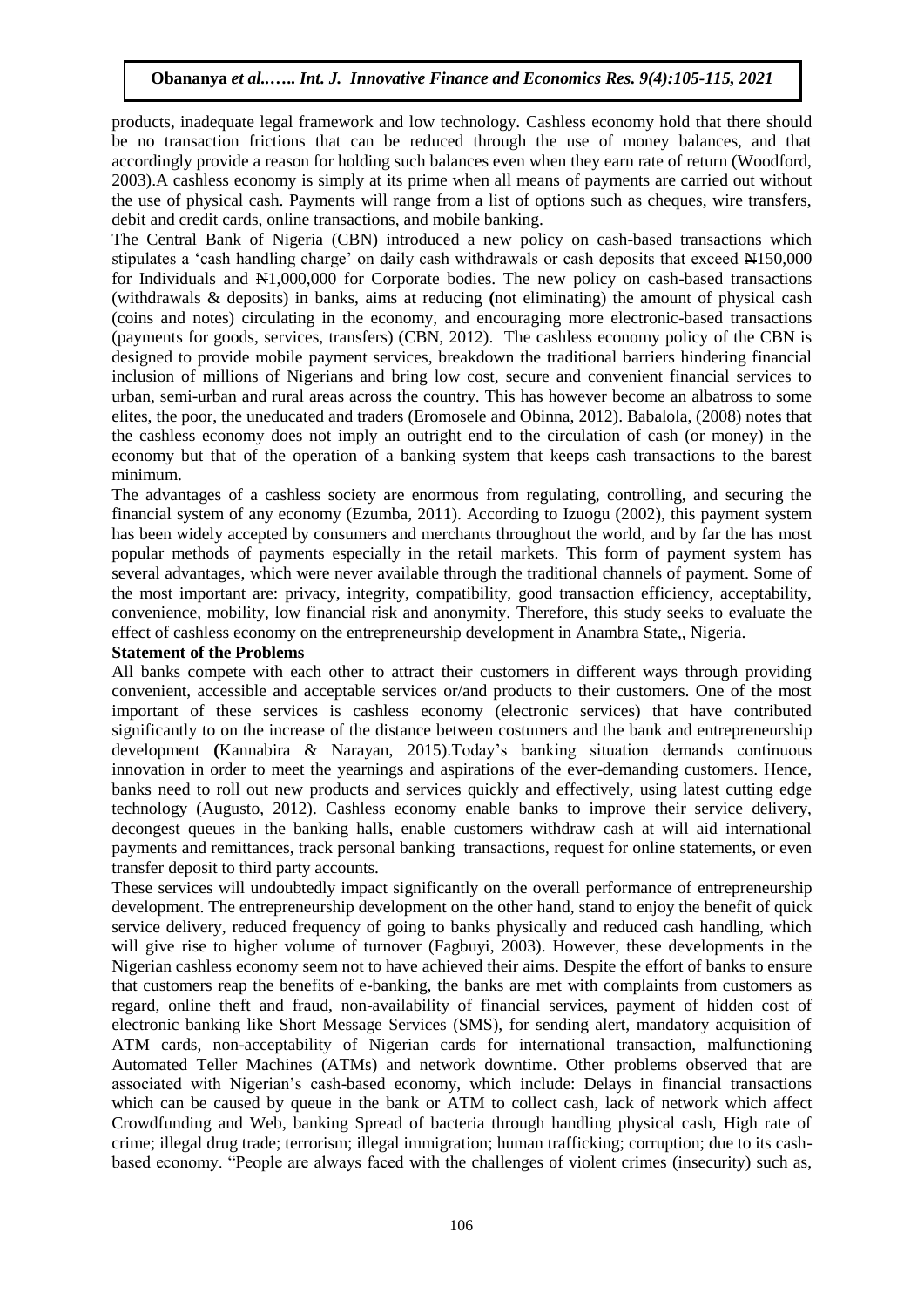products, inadequate legal framework and low technology. Cashless economy hold that there should be no transaction frictions that can be reduced through the use of money balances, and that accordingly provide a reason for holding such balances even when they earn rate of return (Woodford, 2003).A cashless economy is simply at its prime when all means of payments are carried out without the use of physical cash. Payments will range from a list of options such as cheques, wire transfers, debit and credit cards, online transactions, and mobile banking.

The Central Bank of Nigeria (CBN) introduced a new policy on cash-based transactions which stipulates a 'cash handling charge' on daily cash withdrawals or cash deposits that exceed ₦150,000 for Individuals and ₦1,000,000 for Corporate bodies. The new policy on cash-based transactions (withdrawals & deposits) in banks, aims at reducing **(**not eliminating) the amount of physical cash (coins and notes) circulating in the economy, and encouraging more electronic-based transactions (payments for goods, services, transfers) (CBN, 2012). The cashless economy policy of the CBN is designed to provide mobile payment services, breakdown the traditional barriers hindering financial inclusion of millions of Nigerians and bring low cost, secure and convenient financial services to urban, semi-urban and rural areas across the country. This has however become an albatross to some elites, the poor, the uneducated and traders (Eromosele and Obinna, 2012). Babalola, (2008) notes that the cashless economy does not imply an outright end to the circulation of cash (or money) in the economy but that of the operation of a banking system that keeps cash transactions to the barest minimum.

The advantages of a cashless society are enormous from regulating, controlling, and securing the financial system of any economy (Ezumba, 2011). According to Izuogu (2002), this payment system has been widely accepted by consumers and merchants throughout the world, and by far the has most popular methods of payments especially in the retail markets. This form of payment system has several advantages, which were never available through the traditional channels of payment. Some of the most important are: privacy, integrity, compatibility, good transaction efficiency, acceptability, convenience, mobility, low financial risk and anonymity. Therefore, this study seeks to evaluate the effect of cashless economy on the entrepreneurship development in Anambra State,, Nigeria.

**Statement of the Problems**

All banks compete with each other to attract their customers in different ways through providing convenient, accessible and acceptable services or/and products to their customers. One of the most important of these services is cashless economy (electronic services) that have contributed significantly to on the increase of the distance between costumers and the bank and entrepreneurship development **(**Kannabira & Narayan, 2015).Today's banking situation demands continuous innovation in order to meet the yearnings and aspirations of the ever-demanding customers. Hence, banks need to roll out new products and services quickly and effectively, using latest cutting edge technology (Augusto, 2012). Cashless economy enable banks to improve their service delivery, decongest queues in the banking halls, enable customers withdraw cash at will aid international payments and remittances, track personal banking transactions, request for online statements, or even transfer deposit to third party accounts.

These services will undoubtedly impact significantly on the overall performance of entrepreneurship development. The entrepreneurship development on the other hand, stand to enjoy the benefit of quick service delivery, reduced frequency of going to banks physically and reduced cash handling, which will give rise to higher volume of turnover (Fagbuyi, 2003). However, these developments in the Nigerian cashless economy seem not to have achieved their aims. Despite the effort of banks to ensure that customers reap the benefits of e-banking, the banks are met with complaints from customers as regard, online theft and fraud, non-availability of financial services, payment of hidden cost of electronic banking like Short Message Services (SMS), for sending alert, mandatory acquisition of ATM cards, non-acceptability of Nigerian cards for international transaction, malfunctioning Automated Teller Machines (ATMs) and network downtime. Other problems observed that are associated with Nigerian's cash-based economy, which include: Delays in financial transactions which can be caused by queue in the bank or ATM to collect cash, lack of network which affect Crowdfunding and Web, banking Spread of bacteria through handling physical cash, High rate of crime; illegal drug trade; terrorism; illegal immigration; human trafficking; corruption; due to its cash-based economy. "People are always faced with the challenges of violent crimes (insecurity) such as,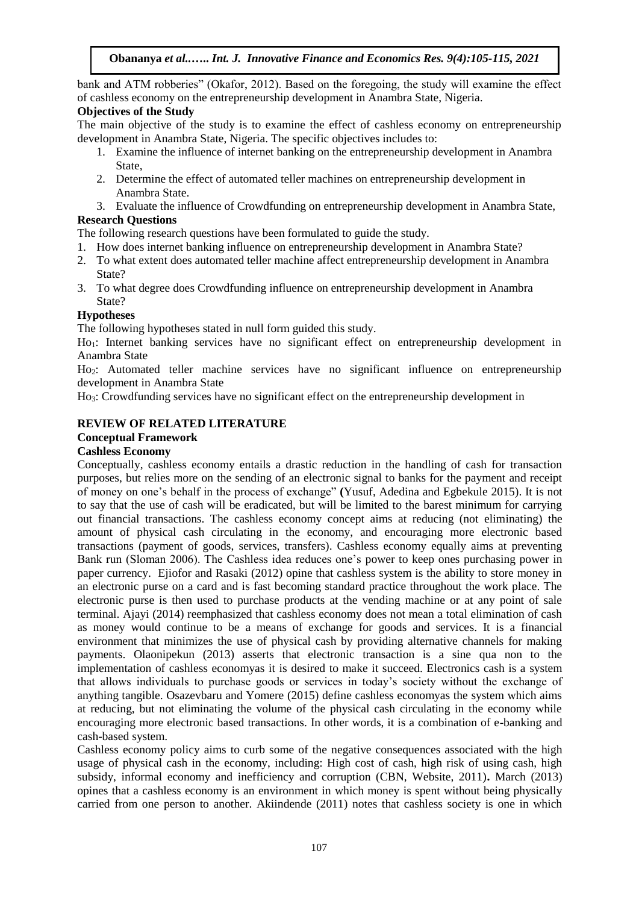bank and ATM robberies" (Okafor, 2012). Based on the foregoing, the study will examine the effect of cashless economy on the entrepreneurship development in Anambra State, Nigeria.

**Objectives of the Study**

The main objective of the study is to examine the effect of cashless economy on entrepreneurship development in Anambra State, Nigeria. The specific objectives includes to:

1. Examine the influence of internet banking on the entrepreneurship development in Anambra State,
2. Determine the effect of automated teller machines on entrepreneurship development in Anambra State.
3. Evaluate the influence of Crowdfunding on entrepreneurship development in Anambra State,

**Research Questions**

The following research questions have been formulated to guide the study.

1. How does internet banking influence on entrepreneurship development in Anambra State?
2. To what extent does automated teller machine affect entrepreneurship development in Anambra State?
3. To what degree does Crowdfunding influence on entrepreneurship development in Anambra State?

**Hypotheses**

The following hypotheses stated in null form guided this study.

$Ho_1$: Internet banking services have no significant effect on entrepreneurship development in Anambra State

$Ho_2$: Automated teller machine services have no significant influence on entrepreneurship development in Anambra State

$Ho_3$: Crowdfunding services have no significant effect on the entrepreneurship development in

## REVIEW OF RELATED LITERATURE

### Conceptual Framework

#### Cashless Economy

Conceptually, cashless economy entails a drastic reduction in the handling of cash for transaction purposes, but relies more on the sending of an electronic signal to banks for the payment and receipt of money on one's behalf in the process of exchange" **(**Yusuf, Adedina and Egbekule 2015). It is not to say that the use of cash will be eradicated, but will be limited to the barest minimum for carrying out financial transactions. The cashless economy concept aims at reducing (not eliminating) the amount of physical cash circulating in the economy, and encouraging more electronic based transactions (payment of goods, services, transfers). Cashless economy equally aims at preventing Bank run (Sloman 2006). The Cashless idea reduces one's power to keep ones purchasing power in paper currency. Ejiofor and Rasaki (2012) opine that cashless system is the ability to store money in an electronic purse on a card and is fast becoming standard practice throughout the work place. The electronic purse is then used to purchase products at the vending machine or at any point of sale terminal. Ajayi (2014) reemphasized that cashless economy does not mean a total elimination of cash as money would continue to be a means of exchange for goods and services. It is a financial environment that minimizes the use of physical cash by providing alternative channels for making payments. Olaonipekun (2013) asserts that electronic transaction is a sine qua non to the implementation of cashless economyas it is desired to make it succeed. Electronics cash is a system that allows individuals to purchase goods or services in today's society without the exchange of anything tangible. Osazevbaru and Yomere (2015) define cashless economyas the system which aims at reducing, but not eliminating the volume of the physical cash circulating in the economy while encouraging more electronic based transactions. In other words, it is a combination of e-banking and cash-based system.

Cashless economy policy aims to curb some of the negative consequences associated with the high usage of physical cash in the economy, including: High cost of cash, high risk of using cash, high subsidy, informal economy and inefficiency and corruption (CBN, Website, 2011)**.** March (2013) opines that a cashless economy is an environment in which money is spent without being physically carried from one person to another. Akiindende (2011) notes that cashless society is one in which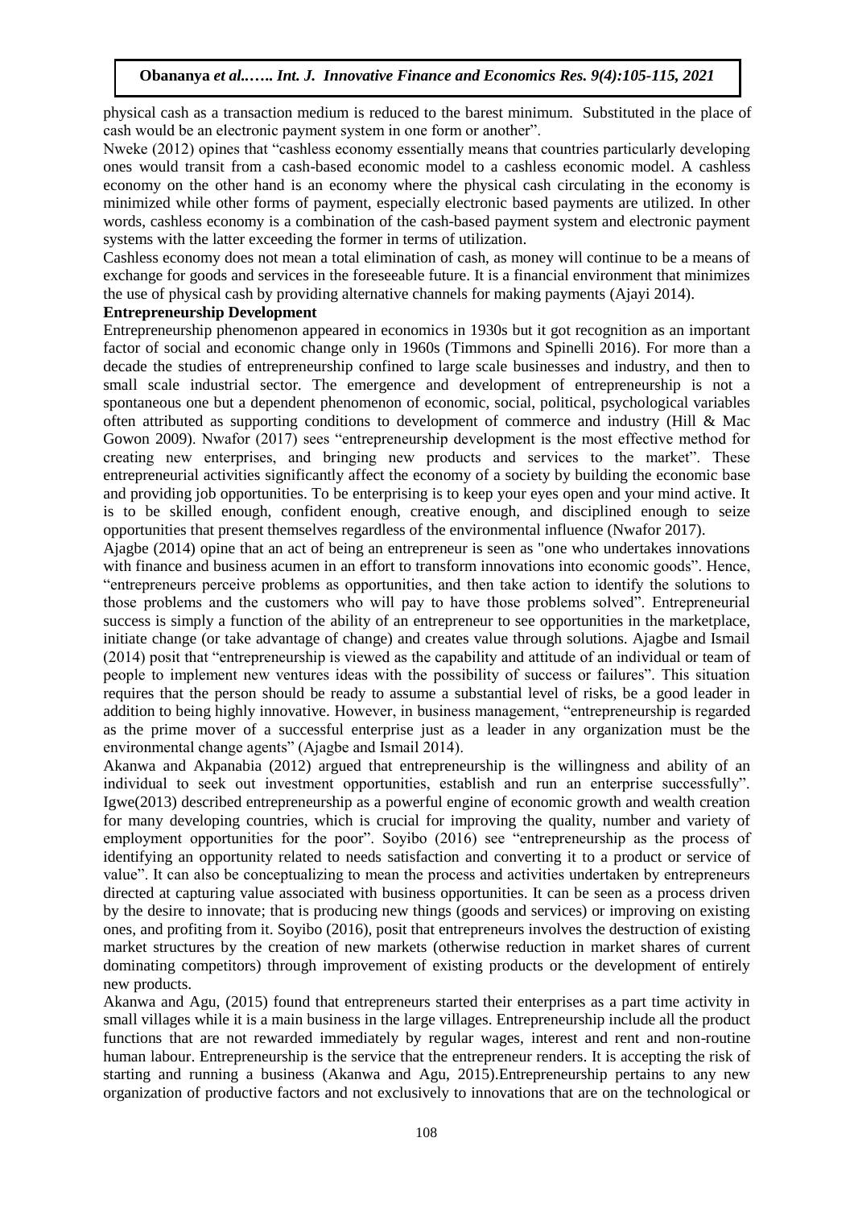physical cash as a transaction medium is reduced to the barest minimum. Substituted in the place of cash would be an electronic payment system in one form or another".

Nweke (2012) opines that "cashless economy essentially means that countries particularly developing ones would transit from a cash-based economic model to a cashless economic model. A cashless economy on the other hand is an economy where the physical cash circulating in the economy is minimized while other forms of payment, especially electronic based payments are utilized. In other words, cashless economy is a combination of the cash-based payment system and electronic payment systems with the latter exceeding the former in terms of utilization.

Cashless economy does not mean a total elimination of cash, as money will continue to be a means of exchange for goods and services in the foreseeable future. It is a financial environment that minimizes the use of physical cash by providing alternative channels for making payments (Ajayi 2014).

**Entrepreneurship Development**

Entrepreneurship phenomenon appeared in economics in 1930s but it got recognition as an important factor of social and economic change only in 1960s (Timmons and Spinelli 2016). For more than a decade the studies of entrepreneurship confined to large scale businesses and industry, and then to small scale industrial sector. The emergence and development of entrepreneurship is not a spontaneous one but a dependent phenomenon of economic, social, political, psychological variables often attributed as supporting conditions to development of commerce and industry (Hill & Mac Gowon 2009). Nwafor (2017) sees "entrepreneurship development is the most effective method for creating new enterprises, and bringing new products and services to the market". These entrepreneurial activities significantly affect the economy of a society by building the economic base and providing job opportunities. To be enterprising is to keep your eyes open and your mind active. It is to be skilled enough, confident enough, creative enough, and disciplined enough to seize opportunities that present themselves regardless of the environmental influence (Nwafor 2017).

Ajagbe (2014) opine that an act of being an entrepreneur is seen as "one who undertakes innovations with finance and business acumen in an effort to transform innovations into economic goods". Hence, "entrepreneurs perceive problems as opportunities, and then take action to identify the solutions to those problems and the customers who will pay to have those problems solved". Entrepreneurial success is simply a function of the ability of an entrepreneur to see opportunities in the marketplace, initiate change (or take advantage of change) and creates value through solutions. Ajagbe and Ismail (2014) posit that "entrepreneurship is viewed as the capability and attitude of an individual or team of people to implement new ventures ideas with the possibility of success or failures". This situation requires that the person should be ready to assume a substantial level of risks, be a good leader in addition to being highly innovative. However, in business management, "entrepreneurship is regarded as the prime mover of a successful enterprise just as a leader in any organization must be the environmental change agents" (Ajagbe and Ismail 2014).

Akanwa and Akpanabia (2012) argued that entrepreneurship is the willingness and ability of an individual to seek out investment opportunities, establish and run an enterprise successfully". Igwe(2013) described entrepreneurship as a powerful engine of economic growth and wealth creation for many developing countries, which is crucial for improving the quality, number and variety of employment opportunities for the poor". Soyibo (2016) see "entrepreneurship as the process of identifying an opportunity related to needs satisfaction and converting it to a product or service of value". It can also be conceptualizing to mean the process and activities undertaken by entrepreneurs directed at capturing value associated with business opportunities. It can be seen as a process driven by the desire to innovate; that is producing new things (goods and services) or improving on existing ones, and profiting from it. Soyibo (2016), posit that entrepreneurs involves the destruction of existing market structures by the creation of new markets (otherwise reduction in market shares of current dominating competitors) through improvement of existing products or the development of entirely new products.

Akanwa and Agu, (2015) found that entrepreneurs started their enterprises as a part time activity in small villages while it is a main business in the large villages. Entrepreneurship include all the product functions that are not rewarded immediately by regular wages, interest and rent and non-routine human labour. Entrepreneurship is the service that the entrepreneur renders. It is accepting the risk of starting and running a business (Akanwa and Agu, 2015).Entrepreneurship pertains to any new organization of productive factors and not exclusively to innovations that are on the technological or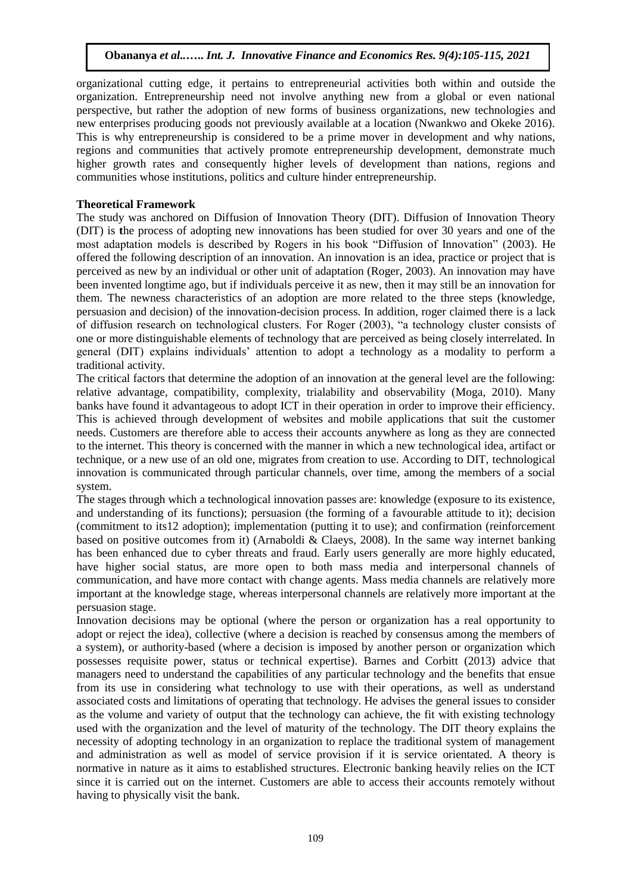organizational cutting edge, it pertains to entrepreneurial activities both within and outside the organization. Entrepreneurship need not involve anything new from a global or even national perspective, but rather the adoption of new forms of business organizations, new technologies and new enterprises producing goods not previously available at a location (Nwankwo and Okeke 2016). This is why entrepreneurship is considered to be a prime mover in development and why nations, regions and communities that actively promote entrepreneurship development, demonstrate much higher growth rates and consequently higher levels of development than nations, regions and communities whose institutions, politics and culture hinder entrepreneurship.

**Theoretical Framework**

The study was anchored on Diffusion of Innovation Theory (DIT). Diffusion of Innovation Theory (DIT) is **t**he process of adopting new innovations has been studied for over 30 years and one of the most adaptation models is described by Rogers in his book "Diffusion of Innovation" (2003). He offered the following description of an innovation. An innovation is an idea, practice or project that is perceived as new by an individual or other unit of adaptation (Roger, 2003). An innovation may have been invented longtime ago, but if individuals perceive it as new, then it may still be an innovation for them. The newness characteristics of an adoption are more related to the three steps (knowledge, persuasion and decision) of the innovation-decision process. In addition, roger claimed there is a lack of diffusion research on technological clusters. For Roger (2003), "a technology cluster consists of one or more distinguishable elements of technology that are perceived as being closely interrelated. In general (DIT) explains individuals' attention to adopt a technology as a modality to perform a traditional activity.

The critical factors that determine the adoption of an innovation at the general level are the following: relative advantage, compatibility, complexity, trialability and observability (Moga, 2010). Many banks have found it advantageous to adopt ICT in their operation in order to improve their efficiency. This is achieved through development of websites and mobile applications that suit the customer needs. Customers are therefore able to access their accounts anywhere as long as they are connected to the internet. This theory is concerned with the manner in which a new technological idea, artifact or technique, or a new use of an old one, migrates from creation to use. According to DIT, technological innovation is communicated through particular channels, over time, among the members of a social system.

The stages through which a technological innovation passes are: knowledge (exposure to its existence, and understanding of its functions); persuasion (the forming of a favourable attitude to it); decision (commitment to its12 adoption); implementation (putting it to use); and confirmation (reinforcement based on positive outcomes from it) (Arnaboldi & Claeys, 2008). In the same way internet banking has been enhanced due to cyber threats and fraud. Early users generally are more highly educated, have higher social status, are more open to both mass media and interpersonal channels of communication, and have more contact with change agents. Mass media channels are relatively more important at the knowledge stage, whereas interpersonal channels are relatively more important at the persuasion stage.

Innovation decisions may be optional (where the person or organization has a real opportunity to adopt or reject the idea), collective (where a decision is reached by consensus among the members of a system), or authority-based (where a decision is imposed by another person or organization which possesses requisite power, status or technical expertise). Barnes and Corbitt (2013) advice that managers need to understand the capabilities of any particular technology and the benefits that ensue from its use in considering what technology to use with their operations, as well as understand associated costs and limitations of operating that technology. He advises the general issues to consider as the volume and variety of output that the technology can achieve, the fit with existing technology used with the organization and the level of maturity of the technology. The DIT theory explains the necessity of adopting technology in an organization to replace the traditional system of management and administration as well as model of service provision if it is service orientated. A theory is normative in nature as it aims to established structures. Electronic banking heavily relies on the ICT since it is carried out on the internet. Customers are able to access their accounts remotely without having to physically visit the bank.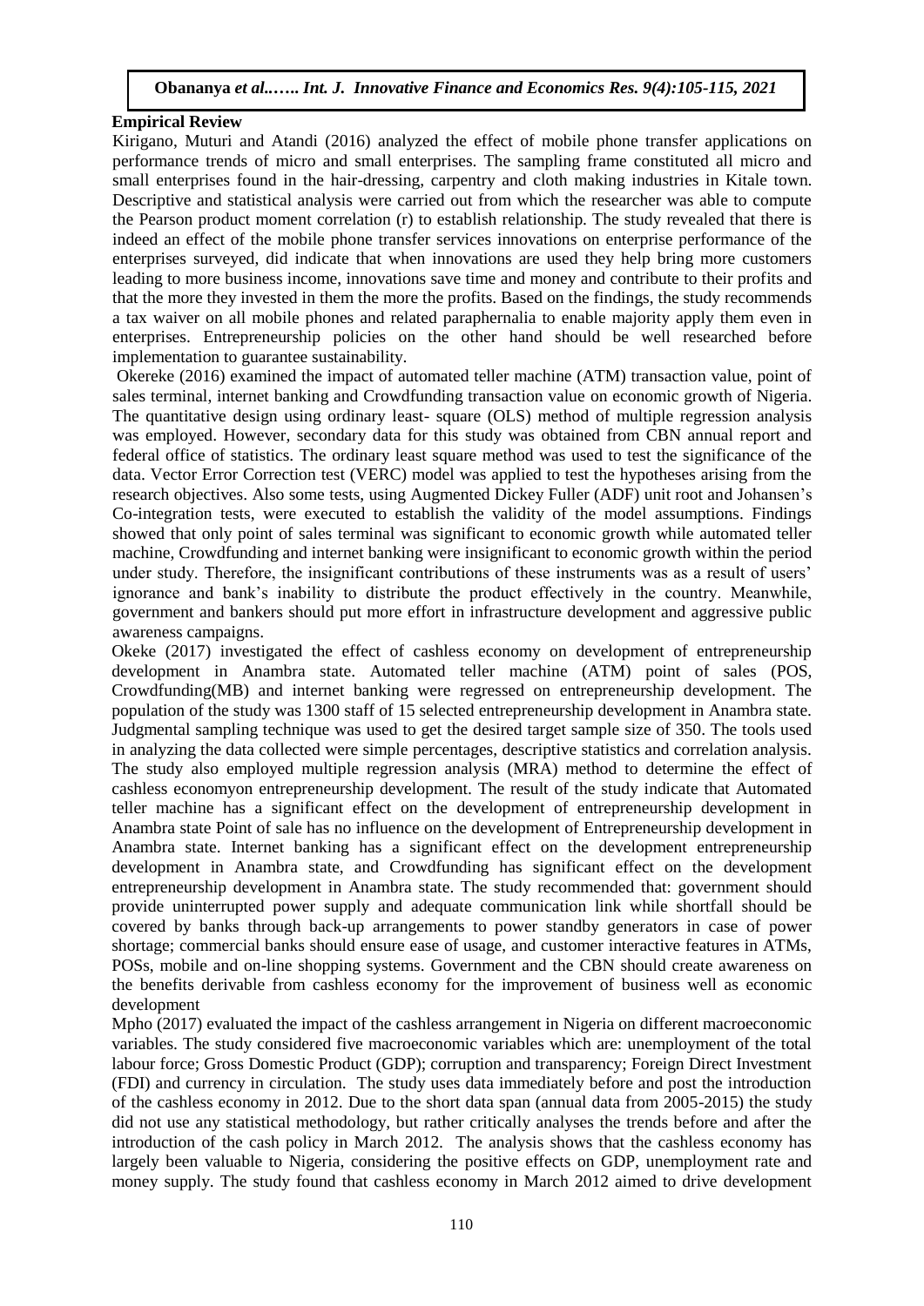**Empirical Review**

Kirigano, Muturi and Atandi (2016) analyzed the effect of mobile phone transfer applications on performance trends of micro and small enterprises. The sampling frame constituted all micro and small enterprises found in the hair-dressing, carpentry and cloth making industries in Kitale town. Descriptive and statistical analysis were carried out from which the researcher was able to compute the Pearson product moment correlation (r) to establish relationship. The study revealed that there is indeed an effect of the mobile phone transfer services innovations on enterprise performance of the enterprises surveyed, did indicate that when innovations are used they help bring more customers leading to more business income, innovations save time and money and contribute to their profits and that the more they invested in them the more the profits. Based on the findings, the study recommends a tax waiver on all mobile phones and related paraphernalia to enable majority apply them even in enterprises. Entrepreneurship policies on the other hand should be well researched before implementation to guarantee sustainability.

Okereke (2016) examined the impact of automated teller machine (ATM) transaction value, point of sales terminal, internet banking and Crowdfunding transaction value on economic growth of Nigeria. The quantitative design using ordinary least- square (OLS) method of multiple regression analysis was employed. However, secondary data for this study was obtained from CBN annual report and federal office of statistics. The ordinary least square method was used to test the significance of the data. Vector Error Correction test (VERC) model was applied to test the hypotheses arising from the research objectives. Also some tests, using Augmented Dickey Fuller (ADF) unit root and Johansen's Co-integration tests, were executed to establish the validity of the model assumptions. Findings showed that only point of sales terminal was significant to economic growth while automated teller machine, Crowdfunding and internet banking were insignificant to economic growth within the period under study. Therefore, the insignificant contributions of these instruments was as a result of users' ignorance and bank's inability to distribute the product effectively in the country. Meanwhile, government and bankers should put more effort in infrastructure development and aggressive public awareness campaigns.

Okeke (2017) investigated the effect of cashless economy on development of entrepreneurship development in Anambra state. Automated teller machine (ATM) point of sales (POS, Crowdfunding(MB) and internet banking were regressed on entrepreneurship development. The population of the study was 1300 staff of 15 selected entrepreneurship development in Anambra state. Judgmental sampling technique was used to get the desired target sample size of 350. The tools used in analyzing the data collected were simple percentages, descriptive statistics and correlation analysis. The study also employed multiple regression analysis (MRA) method to determine the effect of cashless economyon entrepreneurship development. The result of the study indicate that Automated teller machine has a significant effect on the development of entrepreneurship development in Anambra state Point of sale has no influence on the development of Entrepreneurship development in Anambra state. Internet banking has a significant effect on the development entrepreneurship development in Anambra state, and Crowdfunding has significant effect on the development entrepreneurship development in Anambra state. The study recommended that: government should provide uninterrupted power supply and adequate communication link while shortfall should be covered by banks through back-up arrangements to power standby generators in case of power shortage; commercial banks should ensure ease of usage, and customer interactive features in ATMs, POSs, mobile and on-line shopping systems. Government and the CBN should create awareness on the benefits derivable from cashless economy for the improvement of business well as economic development

Mpho (2017) evaluated the impact of the cashless arrangement in Nigeria on different macroeconomic variables. The study considered five macroeconomic variables which are: unemployment of the total labour force; Gross Domestic Product (GDP); corruption and transparency; Foreign Direct Investment (FDI) and currency in circulation. The study uses data immediately before and post the introduction of the cashless economy in 2012. Due to the short data span (annual data from 2005-2015) the study did not use any statistical methodology, but rather critically analyses the trends before and after the introduction of the cash policy in March 2012. The analysis shows that the cashless economy has largely been valuable to Nigeria, considering the positive effects on GDP, unemployment rate and money supply. The study found that cashless economy in March 2012 aimed to drive development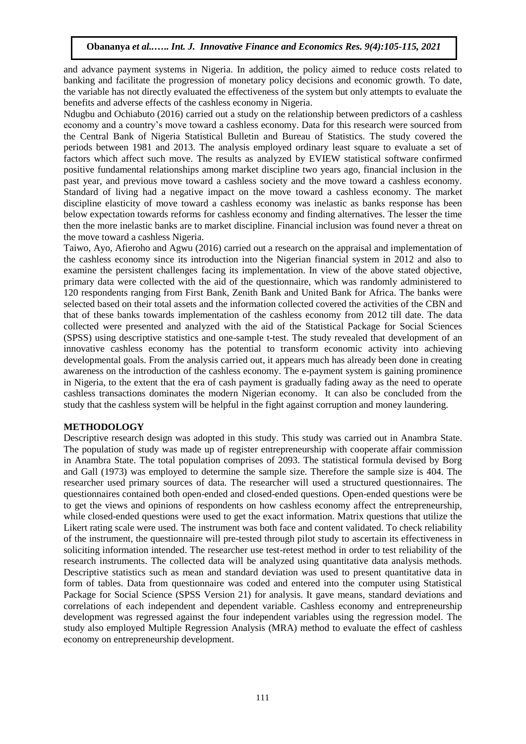and advance payment systems in Nigeria. In addition, the policy aimed to reduce costs related to banking and facilitate the progression of monetary policy decisions and economic growth. To date, the variable has not directly evaluated the effectiveness of the system but only attempts to evaluate the benefits and adverse effects of the cashless economy in Nigeria.

Ndugbu and Ochiabuto (2016) carried out a study on the relationship between predictors of a cashless economy and a country's move toward a cashless economy. Data for this research were sourced from the Central Bank of Nigeria Statistical Bulletin and Bureau of Statistics. The study covered the periods between 1981 and 2013. The analysis employed ordinary least square to evaluate a set of factors which affect such move. The results as analyzed by EVIEW statistical software confirmed positive fundamental relationships among market discipline two years ago, financial inclusion in the past year, and previous move toward a cashless society and the move toward a cashless economy. Standard of living had a negative impact on the move toward a cashless economy. The market discipline elasticity of move toward a cashless economy was inelastic as banks response has been below expectation towards reforms for cashless economy and finding alternatives. The lesser the time then the more inelastic banks are to market discipline. Financial inclusion was found never a threat on the move toward a cashless Nigeria.

Taiwo, Ayo, Afieroho and Agwu (2016) carried out a research on the appraisal and implementation of the cashless economy since its introduction into the Nigerian financial system in 2012 and also to examine the persistent challenges facing its implementation. In view of the above stated objective, primary data were collected with the aid of the questionnaire, which was randomly administered to 120 respondents ranging from First Bank, Zenith Bank and United Bank for Africa. The banks were selected based on their total assets and the information collected covered the activities of the CBN and that of these banks towards implementation of the cashless economy from 2012 till date. The data collected were presented and analyzed with the aid of the Statistical Package for Social Sciences (SPSS) using descriptive statistics and one-sample t-test. The study revealed that development of an innovative cashless economy has the potential to transform economic activity into achieving developmental goals. From the analysis carried out, it appears much has already been done in creating awareness on the introduction of the cashless economy. The e-payment system is gaining prominence in Nigeria, to the extent that the era of cash payment is gradually fading away as the need to operate cashless transactions dominates the modern Nigerian economy. It can also be concluded from the study that the cashless system will be helpful in the fight against corruption and money laundering.

## METHODOLOGY

Descriptive research design was adopted in this study. This study was carried out in Anambra State. The population of study was made up of register entrepreneurship with cooperate affair commission in Anambra State. The total population comprises of 2093. The statistical formula devised by Borg and Gall (1973) was employed to determine the sample size. Therefore the sample size is 404. The researcher used primary sources of data. The researcher will used a structured questionnaires. The questionnaires contained both open-ended and closed-ended questions. Open-ended questions were be to get the views and opinions of respondents on how cashless economy affect the entrepreneurship, while closed-ended questions were used to get the exact information. Matrix questions that utilize the Likert rating scale were used. The instrument was both face and content validated. To check reliability of the instrument, the questionnaire will pre-tested through pilot study to ascertain its effectiveness in soliciting information intended. The researcher use test-retest method in order to test reliability of the research instruments. The collected data will be analyzed using quantitative data analysis methods. Descriptive statistics such as mean and standard deviation was used to present quantitative data in form of tables. Data from questionnaire was coded and entered into the computer using Statistical Package for Social Science (SPSS Version 21) for analysis. It gave means, standard deviations and correlations of each independent and dependent variable. Cashless economy and entrepreneurship development was regressed against the four independent variables using the regression model. The study also employed Multiple Regression Analysis (MRA) method to evaluate the effect of cashless economy on entrepreneurship development.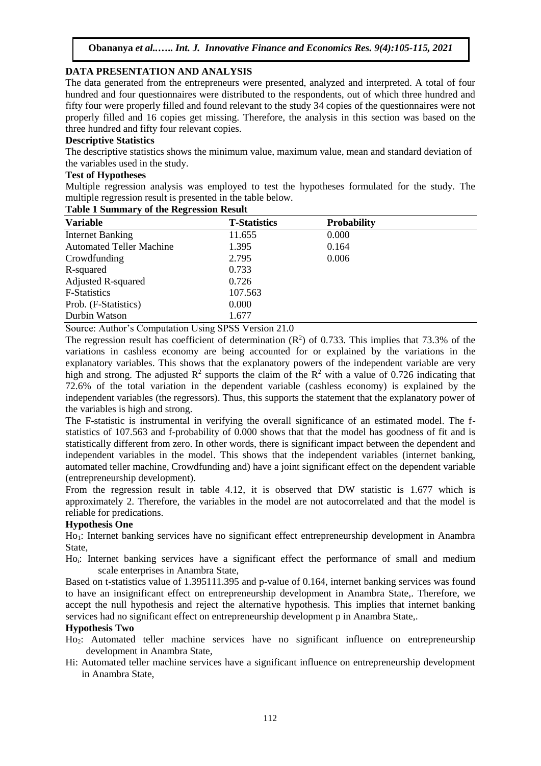## DATA PRESENTATION AND ANALYSIS

The data generated from the entrepreneurs were presented, analyzed and interpreted. A total of four hundred and four questionnaires were distributed to the respondents, out of which three hundred and fifty four were properly filled and found relevant to the study 34 copies of the questionnaires were not properly filled and 16 copies get missing. Therefore, the analysis in this section was based on the three hundred and fifty four relevant copies.

### Descriptive Statistics

The descriptive statistics shows the minimum value, maximum value, mean and standard deviation of the variables used in the study.

### Test of Hypotheses

Multiple regression analysis was employed to test the hypotheses formulated for the study. The multiple regression result is presented in the table below.

**Table 1 Summary of the Regression Result**

| Variable | T-Statistics | Probability |
|---|---|---|
| Internet Banking | 11.655 | 0.000 |
| Automated Teller Machine | 1.395 | 0.164 |
| Crowdfunding | 2.795 | 0.006 |
| R-squared | 0.733 | |
| Adjusted R-squared | 0.726 | |
| F-Statistics | 107.563 | |
| Prob. (F-Statistics) | 0.000 | |
| Durbin Watson | 1.677 | |

Source: Author's Computation Using SPSS Version 21.0

The regression result has coefficient of determination ($R^2$) of 0.733. This implies that 73.3% of the variations in cashless economy are being accounted for or explained by the variations in the explanatory variables. This shows that the explanatory powers of the independent variable are very high and strong. The adjusted $R^2$ supports the claim of the $R^2$ with a value of 0.726 indicating that 72.6% of the total variation in the dependent variable (cashless economy) is explained by the independent variables (the regressors). Thus, this supports the statement that the explanatory power of the variables is high and strong.

The F-statistic is instrumental in verifying the overall significance of an estimated model. The f-statistics of 107.563 and f-probability of 0.000 shows that the model has goodness of fit and is statistically different from zero. In other words, there is significant impact between the dependent and independent variables in the model. This shows that the independent variables (internet banking, automated teller machine, Crowdfunding and) have a joint significant effect on the dependent variable (entrepreneurship development).

From the regression result in table 4.12, it is observed that DW statistic is 1.677 which is approximately 2. Therefore, the variables in the model are not autocorrelated and that the model is reliable for predications.

### Hypothesis One

$Ho_1$: Internet banking services have no significant effect entrepreneurship development in Anambra State,

$Ho_i$: Internet banking services have a significant effect the performance of small and medium scale enterprises in Anambra State,

Based on t-statistics value of 1.395111.395 and p-value of 0.164, internet banking services was found to have an insignificant effect on entrepreneurship development in Anambra State,. Therefore, we accept the null hypothesis and reject the alternative hypothesis. This implies that internet banking services had no significant effect on entrepreneurship development p in Anambra State,.

### Hypothesis Two

$Ho_2$: Automated teller machine services have no significant influence on entrepreneurship development in Anambra State,

Hi: Automated teller machine services have a significant influence on entrepreneurship development in Anambra State,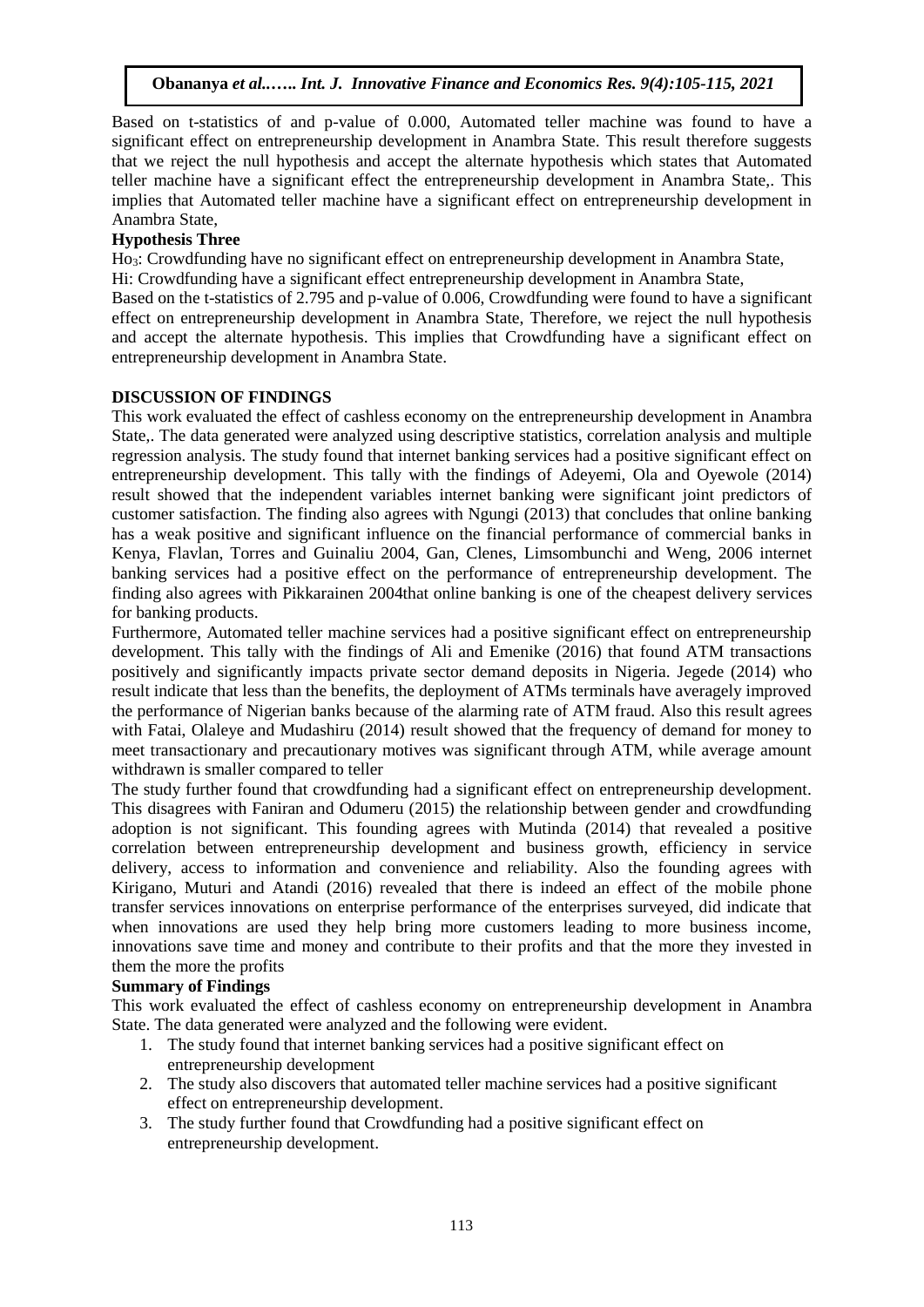Based on t-statistics of and p-value of 0.000, Automated teller machine was found to have a significant effect on entrepreneurship development in Anambra State. This result therefore suggests that we reject the null hypothesis and accept the alternate hypothesis which states that Automated teller machine have a significant effect the entrepreneurship development in Anambra State,. This implies that Automated teller machine have a significant effect on entrepreneurship development in Anambra State,

**Hypothesis Three**

$Ho_3$: Crowdfunding have no significant effect on entrepreneurship development in Anambra State,

Hi: Crowdfunding have a significant effect entrepreneurship development in Anambra State,

Based on the t-statistics of 2.795 and p-value of 0.006, Crowdfunding were found to have a significant effect on entrepreneurship development in Anambra State, Therefore, we reject the null hypothesis and accept the alternate hypothesis. This implies that Crowdfunding have a significant effect on entrepreneurship development in Anambra State.

## DISCUSSION OF FINDINGS

This work evaluated the effect of cashless economy on the entrepreneurship development in Anambra State,. The data generated were analyzed using descriptive statistics, correlation analysis and multiple regression analysis. The study found that internet banking services had a positive significant effect on entrepreneurship development. This tally with the findings of Adeyemi, Ola and Oyewole (2014) result showed that the independent variables internet banking were significant joint predictors of customer satisfaction. The finding also agrees with Ngungi (2013) that concludes that online banking has a weak positive and significant influence on the financial performance of commercial banks in Kenya, Flavlan, Torres and Guinaliu 2004, Gan, Clenes, Limsombunchi and Weng, 2006 internet banking services had a positive effect on the performance of entrepreneurship development. The finding also agrees with Pikkarainen 2004that online banking is one of the cheapest delivery services for banking products.

Furthermore, Automated teller machine services had a positive significant effect on entrepreneurship development. This tally with the findings of Ali and Emenike (2016) that found ATM transactions positively and significantly impacts private sector demand deposits in Nigeria. Jegede (2014) who result indicate that less than the benefits, the deployment of ATMs terminals have averagely improved the performance of Nigerian banks because of the alarming rate of ATM fraud. Also this result agrees with Fatai, Olaleye and Mudashiru (2014) result showed that the frequency of demand for money to meet transactionary and precautionary motives was significant through ATM, while average amount withdrawn is smaller compared to teller

The study further found that crowdfunding had a significant effect on entrepreneurship development. This disagrees with Faniran and Odumeru (2015) the relationship between gender and crowdfunding adoption is not significant. This founding agrees with Mutinda (2014) that revealed a positive correlation between entrepreneurship development and business growth, efficiency in service delivery, access to information and convenience and reliability. Also the founding agrees with Kirigano, Muturi and Atandi (2016) revealed that there is indeed an effect of the mobile phone transfer services innovations on enterprise performance of the enterprises surveyed, did indicate that when innovations are used they help bring more customers leading to more business income, innovations save time and money and contribute to their profits and that the more they invested in them the more the profits

**Summary of Findings**

This work evaluated the effect of cashless economy on entrepreneurship development in Anambra State. The data generated were analyzed and the following were evident.

1. The study found that internet banking services had a positive significant effect on entrepreneurship development
2. The study also discovers that automated teller machine services had a positive significant effect on entrepreneurship development.
3. The study further found that Crowdfunding had a positive significant effect on entrepreneurship development.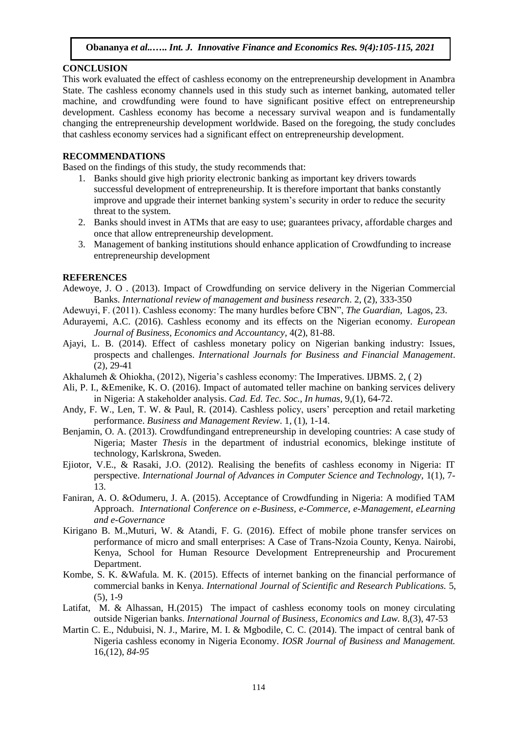## CONCLUSION

This work evaluated the effect of cashless economy on the entrepreneurship development in Anambra State. The cashless economy channels used in this study such as internet banking, automated teller machine, and crowdfunding were found to have significant positive effect on entrepreneurship development. Cashless economy has become a necessary survival weapon and is fundamentally changing the entrepreneurship development worldwide. Based on the foregoing, the study concludes that cashless economy services had a significant effect on entrepreneurship development.

## RECOMMENDATIONS

Based on the findings of this study, the study recommends that:

1. Banks should give high priority electronic banking as important key drivers towards successful development of entrepreneurship. It is therefore important that banks constantly improve and upgrade their internet banking system's security in order to reduce the security threat to the system.
2. Banks should invest in ATMs that are easy to use; guarantees privacy, affordable charges and once that allow entrepreneurship development.
3. Management of banking institutions should enhance application of Crowdfunding to increase entrepreneurship development

## REFERENCES

Adewoye, J. O . (2013). Impact of Crowdfunding on service delivery in the Nigerian Commercial Banks. *International review of management and business research*. 2, (2), 333-350

Adewuyi, F. (2011). Cashless economy: The many hurdles before CBN", *The Guardian,* Lagos, 23.

Adurayemi, A.C. (2016). Cashless economy and its effects on the Nigerian economy. *European Journal of Business, Economics and Accountancy*, 4(2), 81-88.

Ajayi, L. B. (2014). Effect of cashless monetary policy on Nigerian banking industry: Issues, prospects and challenges. *International Journals for Business and Financial Management*. (2), 29-41

Akhalumeh & Ohiokha, (2012), Nigeria's cashless economy: The Imperatives. IJBMS. 2, ( 2)

Ali, P. I., &Emenike, K. O. (2016). Impact of automated teller machine on banking services delivery in Nigeria: A stakeholder analysis. *Cad. Ed. Tec. Soc., In humas*, 9,(1), 64-72.

Andy, F. W., Len, T. W. & Paul, R. (2014). Cashless policy, users' perception and retail marketing performance. *Business and Management Review*. 1, (1), 1-14.

Benjamin, O. A. (2013). Crowdfundingand entrepreneurship in developing countries: A case study of Nigeria; Master *Thesis* in the department of industrial economics, blekinge institute of technology, Karlskrona, Sweden.

Ejiotor, V.E., & Rasaki, J.O. (2012). Realising the benefits of cashless economy in Nigeria: IT perspective. *International Journal of Advances in Computer Science and Technology*, 1(1), 7-13.

Faniran, A. O. &Odumeru, J. A. (2015). Acceptance of Crowdfunding in Nigeria: A modified TAM Approach. *International Conference on e-Business, e-Commerce, e-Management, eLearning and e-Governance*

Kirigano B. M.,Muturi, W. & Atandi, F. G. (2016). Effect of mobile phone transfer services on performance of micro and small enterprises: A Case of Trans-Nzoia County, Kenya. Nairobi, Kenya, School for Human Resource Development Entrepreneurship and Procurement Department.

Kombe, S. K. &Wafula. M. K. (2015). Effects of internet banking on the financial performance of commercial banks in Kenya. *International Journal of Scientific and Research Publications.* 5, (5), 1-9

Latifat, M. & Alhassan, H.(2015) The impact of cashless economy tools on money circulating outside Nigerian banks. *International Journal of Business, Economics and Law.* 8,(3), 47-53

Martin C. E., Ndubuisi, N. J., Marire, M. I. & Mgbodile, C. C. (2014). The impact of central bank of Nigeria cashless economy in Nigeria Economy. *IOSR Journal of Business and Management.* 16,(12), *84-95*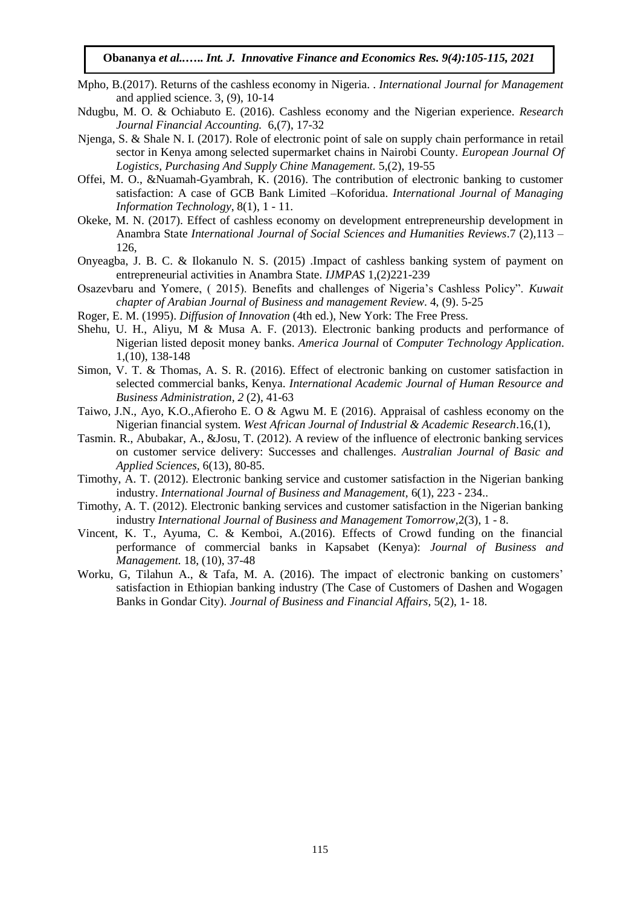Mpho, B.(2017). Returns of the cashless economy in Nigeria. . *International Journal for Management* and applied science. 3, (9), 10-14

Ndugbu, M. O. & Ochiabuto E. (2016). Cashless economy and the Nigerian experience. *Research Journal Financial Accounting.* 6,(7), 17-32

Njenga, S. & Shale N. I. (2017). Role of electronic point of sale on supply chain performance in retail sector in Kenya among selected supermarket chains in Nairobi County. *European Journal Of Logistics, Purchasing And Supply Chine Management.* 5,(2), 19-55

Offei, M. O., &Nuamah-Gyambrah, K. (2016). The contribution of electronic banking to customer satisfaction: A case of GCB Bank Limited –Koforidua. *International Journal of Managing Information Technology*, 8(1), 1 - 11.

Okeke, M. N. (2017). Effect of cashless economy on development entrepreneurship development in Anambra State *International Journal of Social Sciences and Humanities Reviews*.7 (2),113 – 126,

Onyeagba, J. B. C. & Ilokanulo N. S. (2015) .Impact of cashless banking system of payment on entrepreneurial activities in Anambra State. *IJMPAS* 1,(2)221-239

Osazevbaru and Yomere, ( 2015). Benefits and challenges of Nigeria's Cashless Policy". *Kuwait chapter of Arabian Journal of Business and management Review*. 4, (9). 5-25

Roger, E. M. (1995). *Diffusion of Innovation* (4th ed.), New York: The Free Press.

Shehu, U. H., Aliyu, M & Musa A. F. (2013). Electronic banking products and performance of Nigerian listed deposit money banks. *America Journal* of *Computer Technology Application*. 1,(10), 138-148

Simon, V. T. & Thomas, A. S. R. (2016). Effect of electronic banking on customer satisfaction in selected commercial banks, Kenya. *International Academic Journal of Human Resource and Business Administration, 2* (2), 41-63

Taiwo, J.N., Ayo, K.O.,Afieroho E. O & Agwu M. E (2016). Appraisal of cashless economy on the Nigerian financial system. *West African Journal of Industrial & Academic Research*.16,(1),

Tasmin. R., Abubakar, A., &Josu, T. (2012). A review of the influence of electronic banking services on customer service delivery: Successes and challenges. *Australian Journal of Basic and Applied Sciences,* 6(13), 80-85.

Timothy, A. T. (2012). Electronic banking service and customer satisfaction in the Nigerian banking industry. *International Journal of Business and Management,* 6(1), 223 - 234..

Timothy, A. T. (2012). Electronic banking services and customer satisfaction in the Nigerian banking industry *International Journal of Business and Management Tomorrow*,2(3), 1 - 8.

Vincent, K. T., Ayuma, C. & Kemboi, A.(2016). Effects of Crowd funding on the financial performance of commercial banks in Kapsabet (Kenya): *Journal of Business and Management.* 18, (10), 37-48

Worku, G, Tilahun A., & Tafa, M. A. (2016). The impact of electronic banking on customers' satisfaction in Ethiopian banking industry (The Case of Customers of Dashen and Wogagen Banks in Gondar City). *Journal of Business and Financial Affairs,* 5(2), 1- 18.